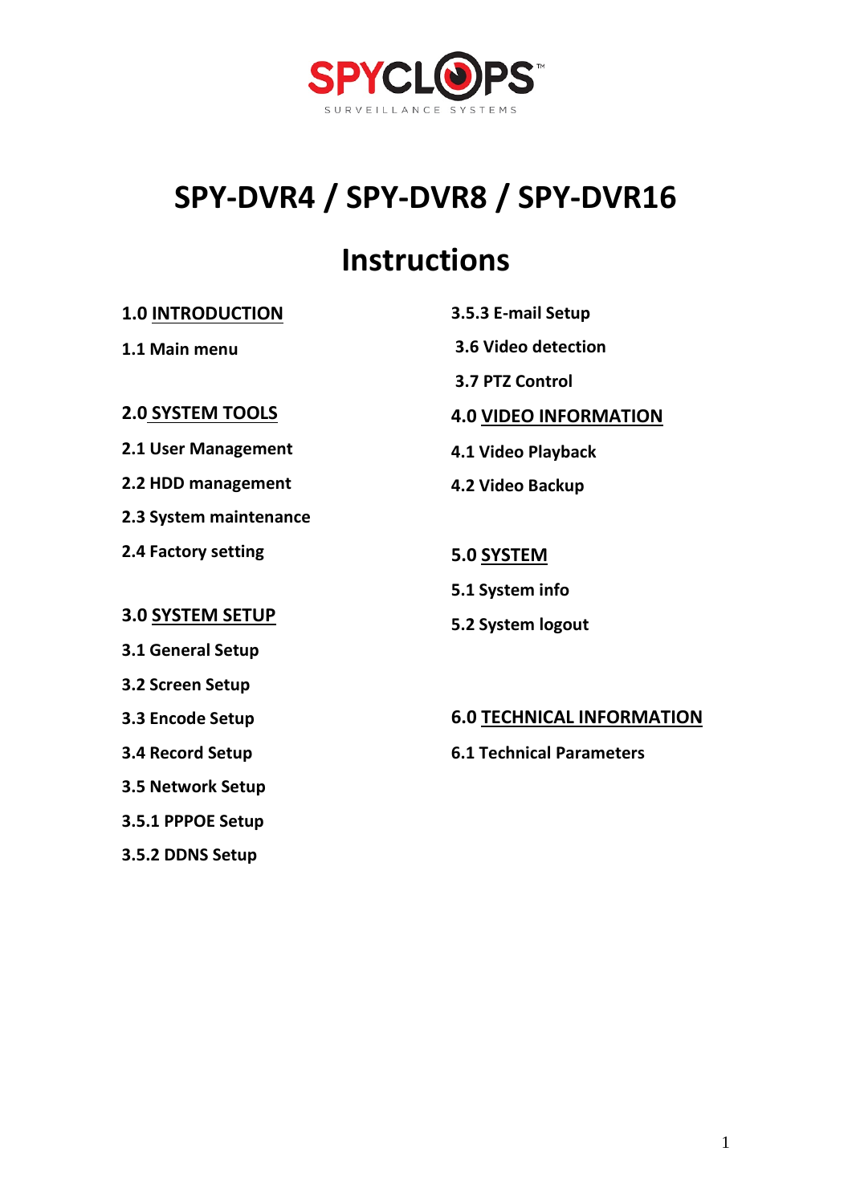SPYCLOPS™

SURVEILLANCE SYSTEMS

# SPY-DVR4 / SPY-DVR8 / SPY-DVR16

# Instructions

**1.0 INTRODUCTION**

**1.1 Main menu**

**2.0 SYSTEM TOOLS**

**2.1 User Management**

**2.2 HDD management**

**2.3 System maintenance**

**2.4 Factory setting**

**3.0 SYSTEM SETUP**

**3.1 General Setup**

**3.2 Screen Setup**

**3.3 Encode Setup**

**3.4 Record Setup**

**3.5 Network Setup**

**3.5.1 PPPOE Setup**

**3.5.2 DDNS Setup**

**3.5.3 E-mail Setup**

**3.6 Video detection**

**3.7 PTZ Control**

**4.0 VIDEO INFORMATION**

**4.1 Video Playback**

**4.2 Video Backup**

**5.0 SYSTEM**

**5.1 System info**

**5.2 System logout**

**6.0 TECHNICAL INFORMATION**

**6.1 Technical Parameters**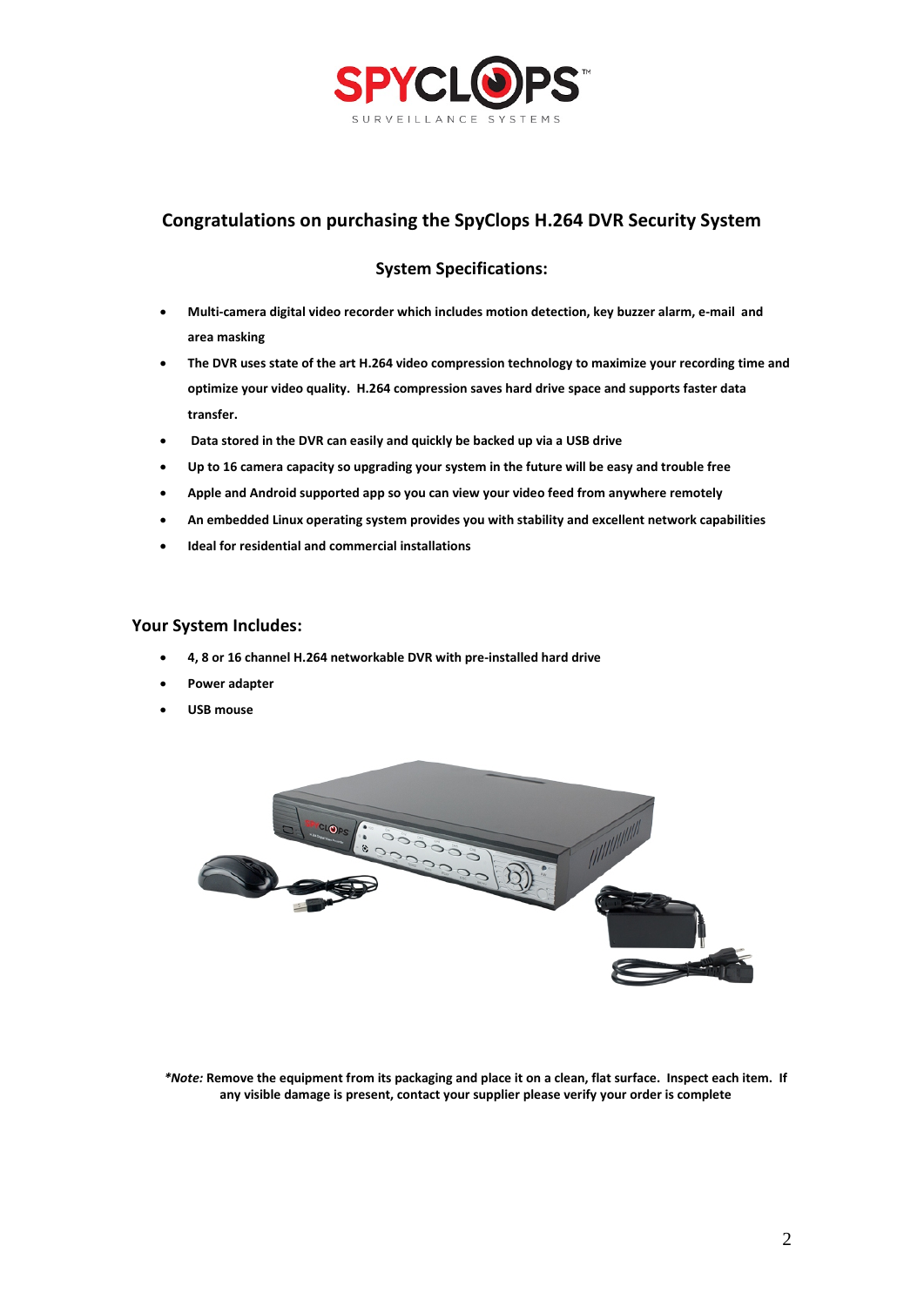# Congratulations on purchasing the SpyClops H.264 DVR Security System

## System Specifications:

- **Multi-camera digital video recorder which includes motion detection, key buzzer alarm, e-mail and area masking**
- **The DVR uses state of the art H.264 video compression technology to maximize your recording time and optimize your video quality. H.264 compression saves hard drive space and supports faster data transfer.**
- **Data stored in the DVR can easily and quickly be backed up via a USB drive**
- **Up to 16 camera capacity so upgrading your system in the future will be easy and trouble free**
- **Apple and Android supported app so you can view your video feed from anywhere remotely**
- **An embedded Linux operating system provides you with stability and excellent network capabilities**
- **Ideal for residential and commercial installations**

## Your System Includes:

- **4, 8 or 16 channel H.264 networkable DVR with pre-installed hard drive**
- **Power adapter**
- **USB mouse**

***Note:* Remove the equipment from its packaging and place it on a clean, flat surface. Inspect each item. If any visible damage is present, contact your supplier please verify your order is complete**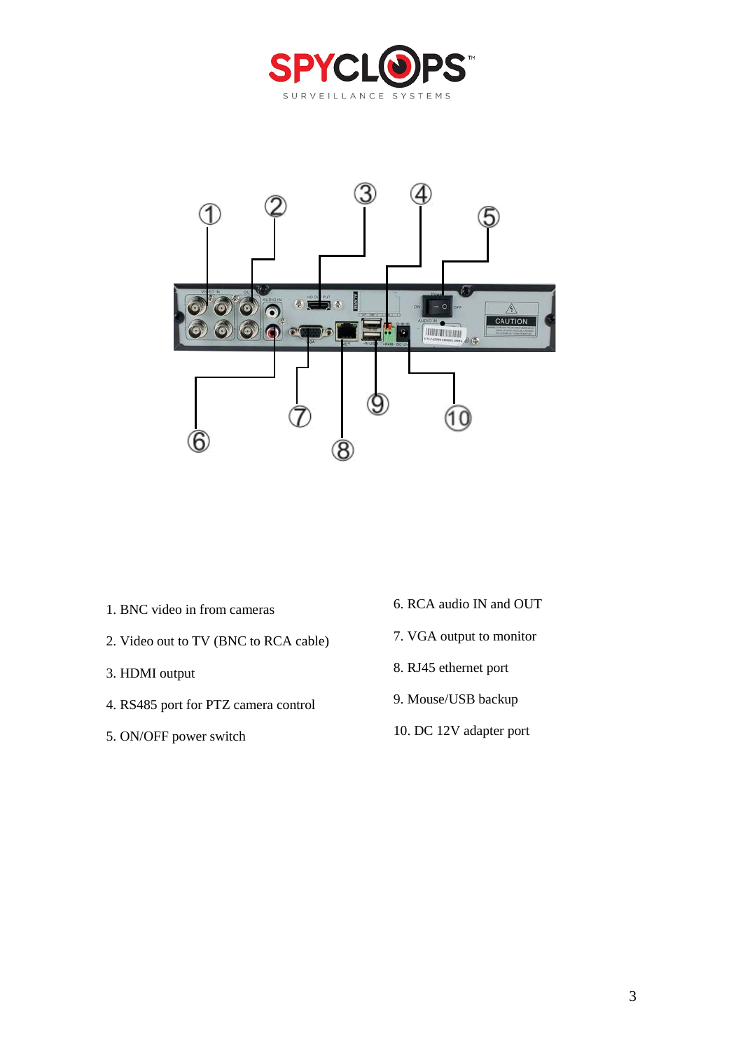1. BNC video in from cameras
2. Video out to TV (BNC to RCA cable)
3. HDMI output
4. RS485 port for PTZ camera control
5. ON/OFF power switch
6. RCA audio IN and OUT
7. VGA output to monitor
8. RJ45 ethernet port
9. Mouse/USB backup
10. DC 12V adapter port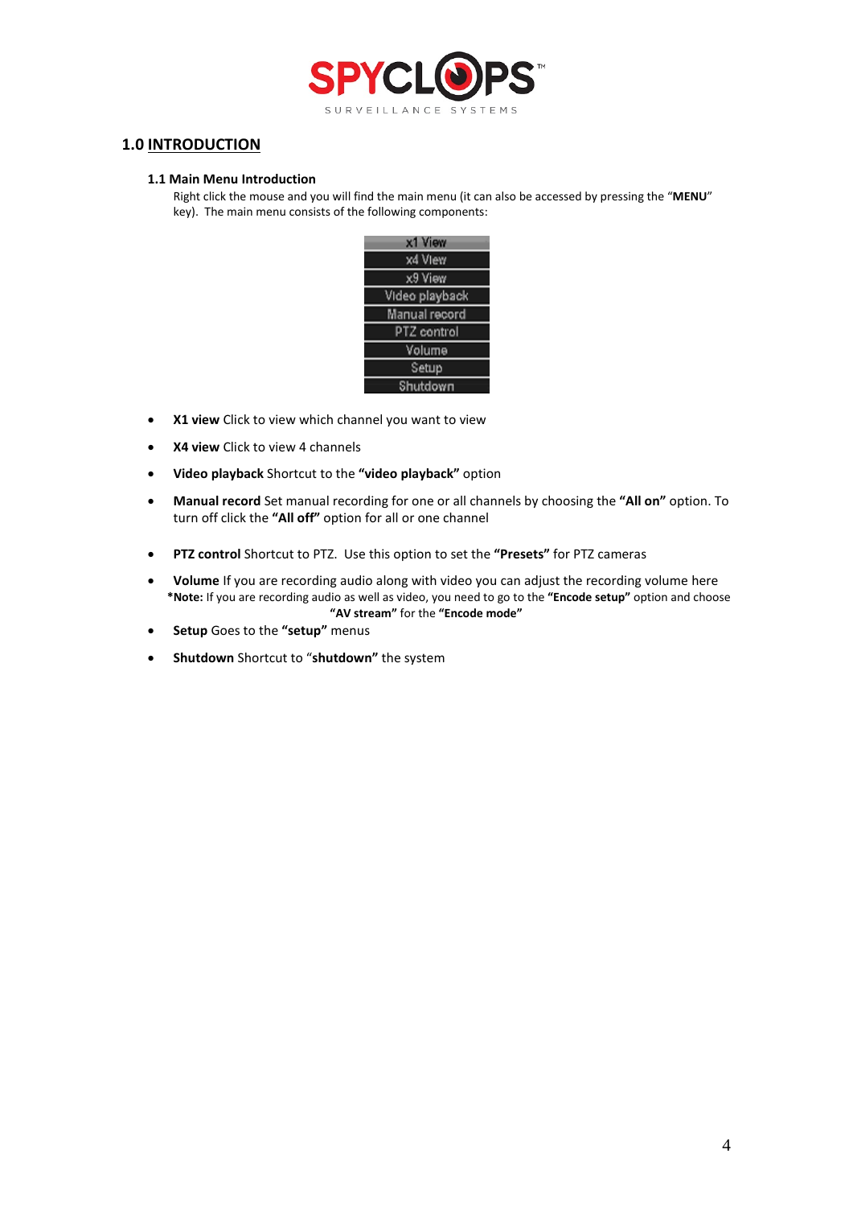## 1.0 INTRODUCTION

### 1.1 Main Menu Introduction

Right click the mouse and you will find the main menu (it can also be accessed by pressing the "**MENU**" key). The main menu consists of the following components:

- x1 View
- x4 View
- x9 View
- Video playback
- Manual record
- PTZ control
- Volume
- Setup
- Shutdown

- **X1 view** Click to view which channel you want to view
- **X4 view** Click to view 4 channels
- **Video playback** Shortcut to the **"video playback"** option
- **Manual record** Set manual recording for one or all channels by choosing the **"All on"** option. To turn off click the **"All off"** option for all or one channel
- **PTZ control** Shortcut to PTZ. Use this option to set the **"Presets"** for PTZ cameras
- **Volume** If you are recording audio along with video you can adjust the recording volume here
  ***Note:** If you are recording audio as well as video, you need to go to the **"Encode setup"** option and choose **"AV stream"** for the **"Encode mode"**
- **Setup** Goes to the **"setup"** menus
- **Shutdown** Shortcut to "**shutdown"** the system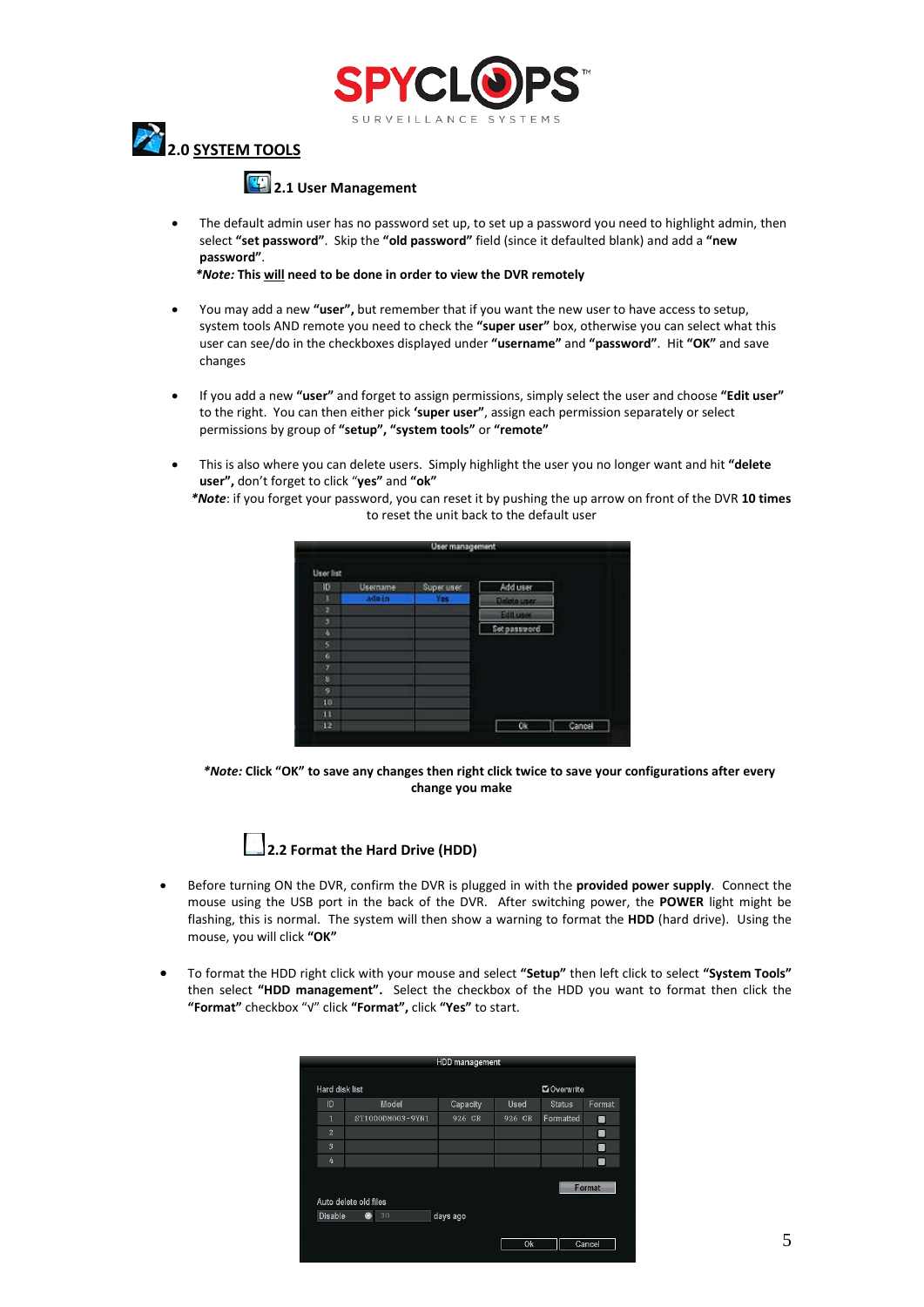## 2.0 SYSTEM TOOLS

### 2.1 User Management

- The default admin user has no password set up, to set up a password you need to highlight admin, then select **"set password"**. Skip the **"old password"** field (since it defaulted blank) and add a **"new password"**.
  ***Note:* This <u>will</u> need to be done in order to view the DVR remotely**

- You may add a new **"user",** but remember that if you want the new user to have access to setup, system tools AND remote you need to check the **"super user"** box, otherwise you can select what this user can see/do in the checkboxes displayed under **"username"** and **"password"**. Hit **"OK"** and save changes

- If you add a new **"user"** and forget to assign permissions, simply select the user and choose **"Edit user"** to the right. You can then either pick **'super user"**, assign each permission separately or select permissions by group of **"setup", "system tools"** or **"remote"**

- This is also where you can delete users. Simply highlight the user you no longer want and hit **"delete user",** don't forget to click "**yes"** and **"ok"**

***Note***: if you forget your password, you can reset it by pushing the up arrow on front of the DVR **10 times** to reset the unit back to the default user

***Note:* Click "OK" to save any changes then right click twice to save your configurations after every change you make**

### 2.2 Format the Hard Drive (HDD)

- Before turning ON the DVR, confirm the DVR is plugged in with the **provided power supply**. Connect the mouse using the USB port in the back of the DVR. After switching power, the **POWER** light might be flashing, this is normal. The system will then show a warning to format the **HDD** (hard drive). Using the mouse, you will click **"OK"**

- To format the HDD right click with your mouse and select **"Setup"** then left click to select **"System Tools"** then select **"HDD management".** Select the checkbox of the HDD you want to format then click the **"Format"** checkbox "√" click **"Format",** click **"Yes"** to start.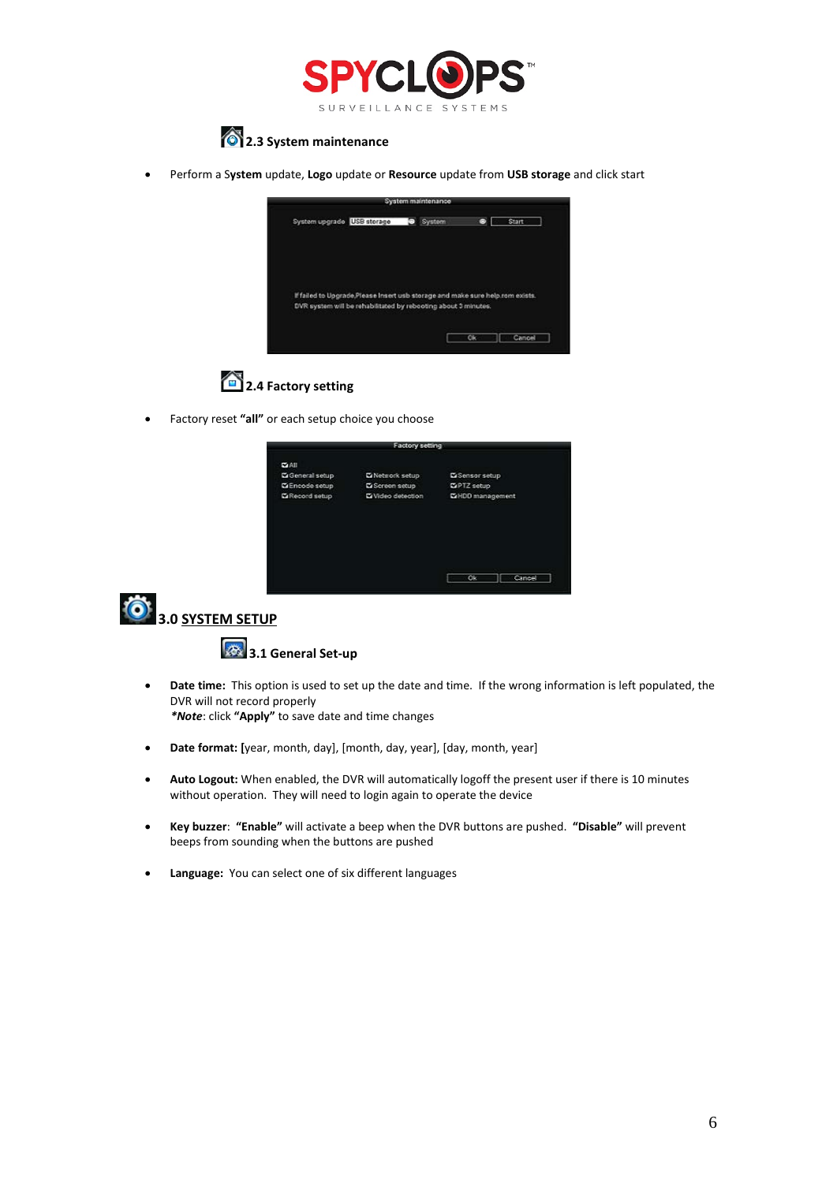### 2.3 System maintenance

- Perform a **System** update, **Logo** update or **Resource** update from **USB storage** and click start

### 2.4 Factory setting

- Factory reset **"all"** or each setup choice you choose

## 3.0 SYSTEM SETUP

### 3.1 General Set-up

- **Date time:** This option is used to set up the date and time. If the wrong information is left populated, the DVR will not record properly
  ***Note***: click **"Apply"** to save date and time changes

- **Date format:** [year, month, day], [month, day, year], [day, month, year]

- **Auto Logout:** When enabled, the DVR will automatically logoff the present user if there is 10 minutes without operation. They will need to login again to operate the device

- **Key buzzer**: **"Enable"** will activate a beep when the DVR buttons are pushed. **"Disable"** will prevent beeps from sounding when the buttons are pushed

- **Language:** You can select one of six different languages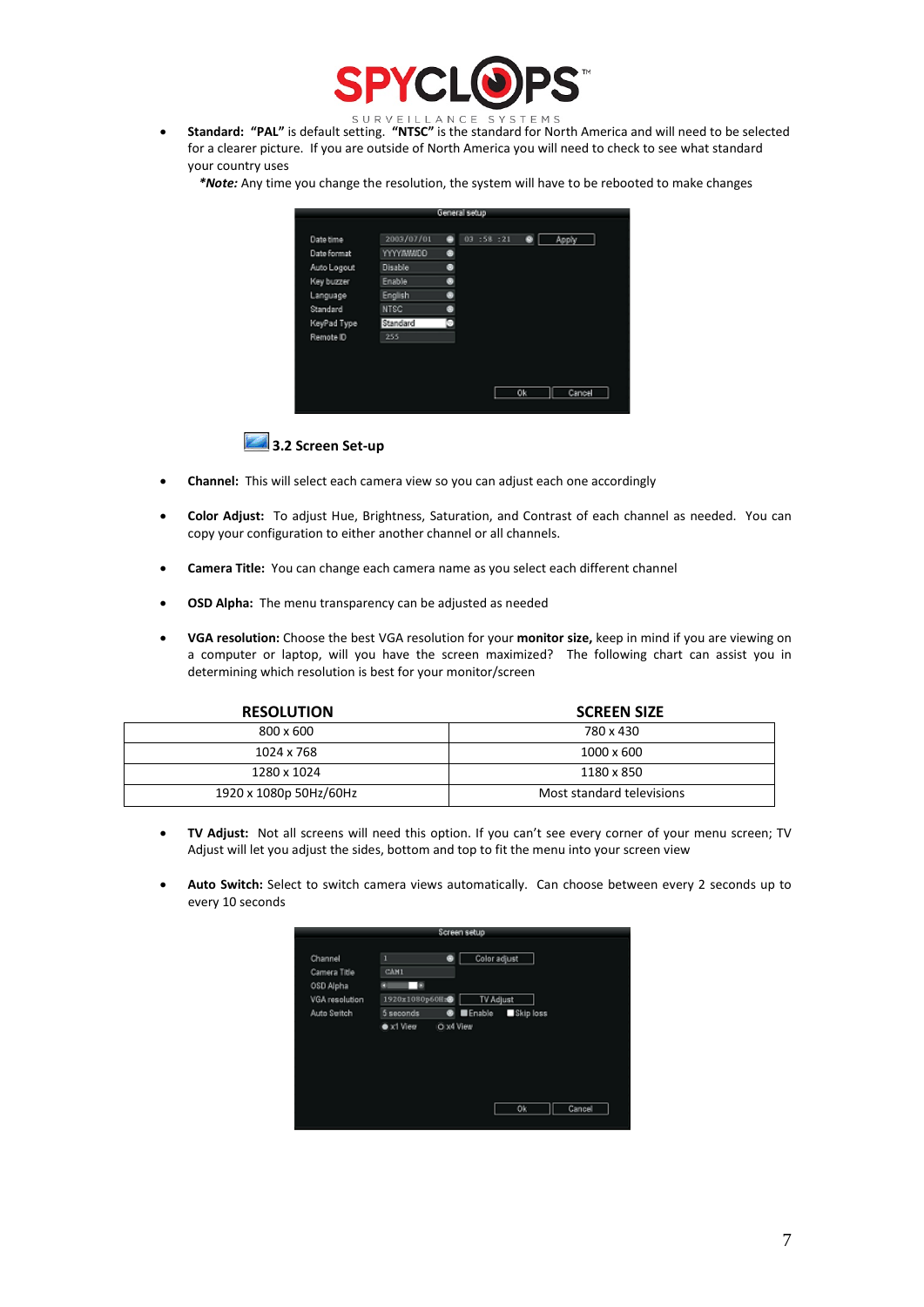- **Standard: "PAL"** is default setting. **"NTSC"** is the standard for North America and will need to be selected for a clearer picture. If you are outside of North America you will need to check to see what standard your country uses

  ***Note:*** Any time you change the resolution, the system will have to be rebooted to make changes

## 3.2 Screen Set-up

- **Channel:** This will select each camera view so you can adjust each one accordingly
- **Color Adjust:** To adjust Hue, Brightness, Saturation, and Contrast of each channel as needed. You can copy your configuration to either another channel or all channels.
- **Camera Title:** You can change each camera name as you select each different channel
- **OSD Alpha:** The menu transparency can be adjusted as needed
- **VGA resolution:** Choose the best VGA resolution for your **monitor size,** keep in mind if you are viewing on a computer or laptop, will you have the screen maximized? The following chart can assist you in determining which resolution is best for your monitor/screen

| RESOLUTION | SCREEN SIZE |
|---|---|
| 800 x 600 | 780 x 430 |
| 1024 x 768 | 1000 x 600 |
| 1280 x 1024 | 1180 x 850 |
| 1920 x 1080p 50Hz/60Hz | Most standard televisions |

- **TV Adjust:** Not all screens will need this option. If you can't see every corner of your menu screen; TV Adjust will let you adjust the sides, bottom and top to fit the menu into your screen view
- **Auto Switch:** Select to switch camera views automatically. Can choose between every 2 seconds up to every 10 seconds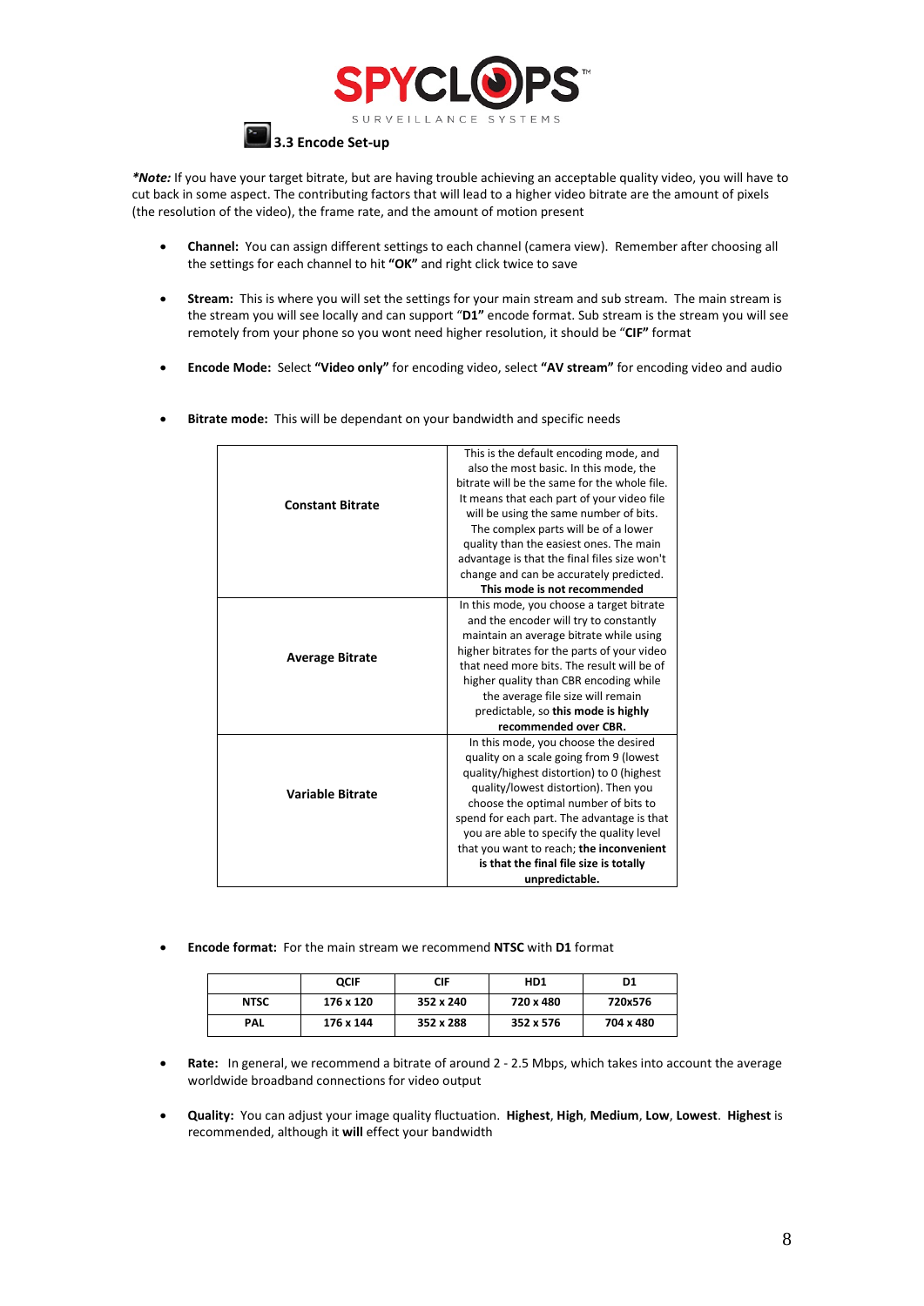### 3.3 Encode Set-up

***Note:*** If you have your target bitrate, but are having trouble achieving an acceptable quality video, you will have to cut back in some aspect. The contributing factors that will lead to a higher video bitrate are the amount of pixels (the resolution of the video), the frame rate, and the amount of motion present

- **Channel:** You can assign different settings to each channel (camera view). Remember after choosing all the settings for each channel to hit **"OK"** and right click twice to save

- **Stream:** This is where you will set the settings for your main stream and sub stream. The main stream is the stream you will see locally and can support "**D1"** encode format. Sub stream is the stream you will see remotely from your phone so you wont need higher resolution, it should be "**CIF"** format

- **Encode Mode:** Select **"Video only"** for encoding video, select **"AV stream"** for encoding video and audio

- **Bitrate mode:** This will be dependant on your bandwidth and specific needs

| | |
|---|---|
| **Constant Bitrate** | This is the default encoding mode, and also the most basic. In this mode, the bitrate will be the same for the whole file. It means that each part of your video file will be using the same number of bits. The complex parts will be of a lower quality than the easiest ones. The main advantage is that the final files size won't change and can be accurately predicted. **This mode is not recommended** |
| **Average Bitrate** | In this mode, you choose a target bitrate and the encoder will try to constantly maintain an average bitrate while using higher bitrates for the parts of your video that need more bits. The result will be of higher quality than CBR encoding while the average file size will remain predictable, so **this mode is highly recommended over CBR.** |
| **Variable Bitrate** | In this mode, you choose the desired quality on a scale going from 9 (lowest quality/highest distortion) to 0 (highest quality/lowest distortion). Then you choose the optimal number of bits to spend for each part. The advantage is that you are able to specify the quality level that you want to reach; **the inconvenient is that the final file size is totally unpredictable.** |

- **Encode format:** For the main stream we recommend **NTSC** with **D1** format

| | QCIF | CIF | HD1 | D1 |
|---|---|---|---|---|
| **NTSC** | 176 x 120 | 352 x 240 | 720 x 480 | 720x576 |
| **PAL** | 176 x 144 | 352 x 288 | 352 x 576 | 704 x 480 |

- **Rate:** In general, we recommend a bitrate of around 2 - 2.5 Mbps, which takes into account the average worldwide broadband connections for video output

- **Quality:** You can adjust your image quality fluctuation. **Highest**, **High**, **Medium**, **Low**, **Lowest**. **Highest** is recommended, although it **will** effect your bandwidth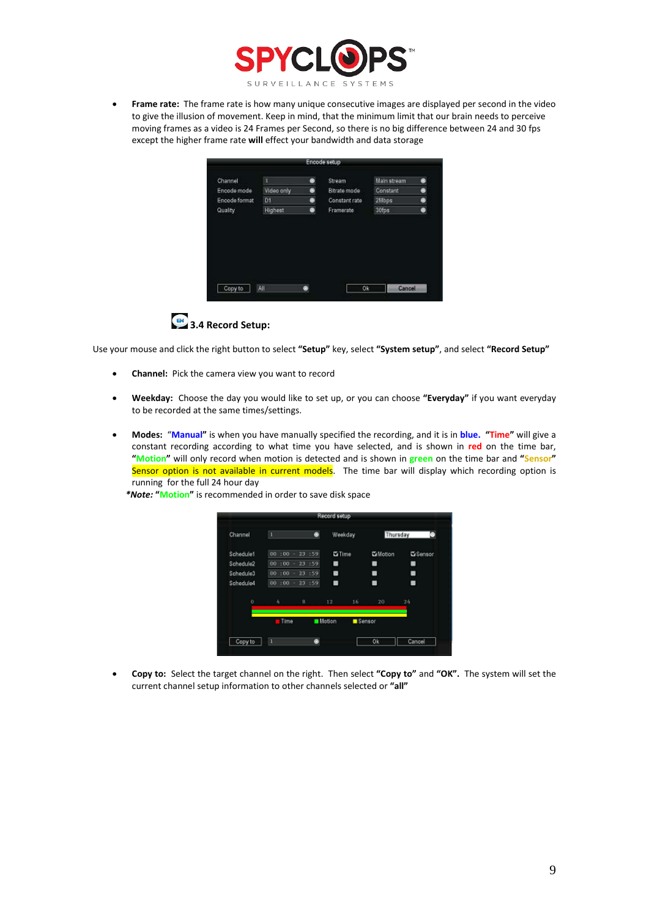- **Frame rate:** The frame rate is how many unique consecutive images are displayed per second in the video to give the illusion of movement. Keep in mind, that the minimum limit that our brain needs to perceive moving frames as a video is 24 Frames per Second, so there is no big difference between 24 and 30 fps except the higher frame rate **will** effect your bandwidth and data storage

### 3.4 Record Setup:

Use your mouse and click the right button to select **"Setup"** key, select **"System setup"**, and select **"Record Setup"**

- **Channel:** Pick the camera view you want to record
- **Weekday:** Choose the day you would like to set up, or you can choose **"Everyday"** if you want everyday to be recorded at the same times/settings.
- **Modes:** "**Manual**" is when you have manually specified the recording, and it is in **blue**. **"Time"** will give a constant recording according to what time you have selected, and is shown in **red** on the time bar, **"Motion"** will only record when motion is detected and is shown in **green** on the time bar and **"Sensor"** Sensor option is not available in current models. The time bar will display which recording option is running for the full 24 hour day

***Note:** **"Motion"** is recommended in order to save disk space

- **Copy to:** Select the target channel on the right. Then select **"Copy to"** and **"OK".** The system will set the current channel setup information to other channels selected or **"all"**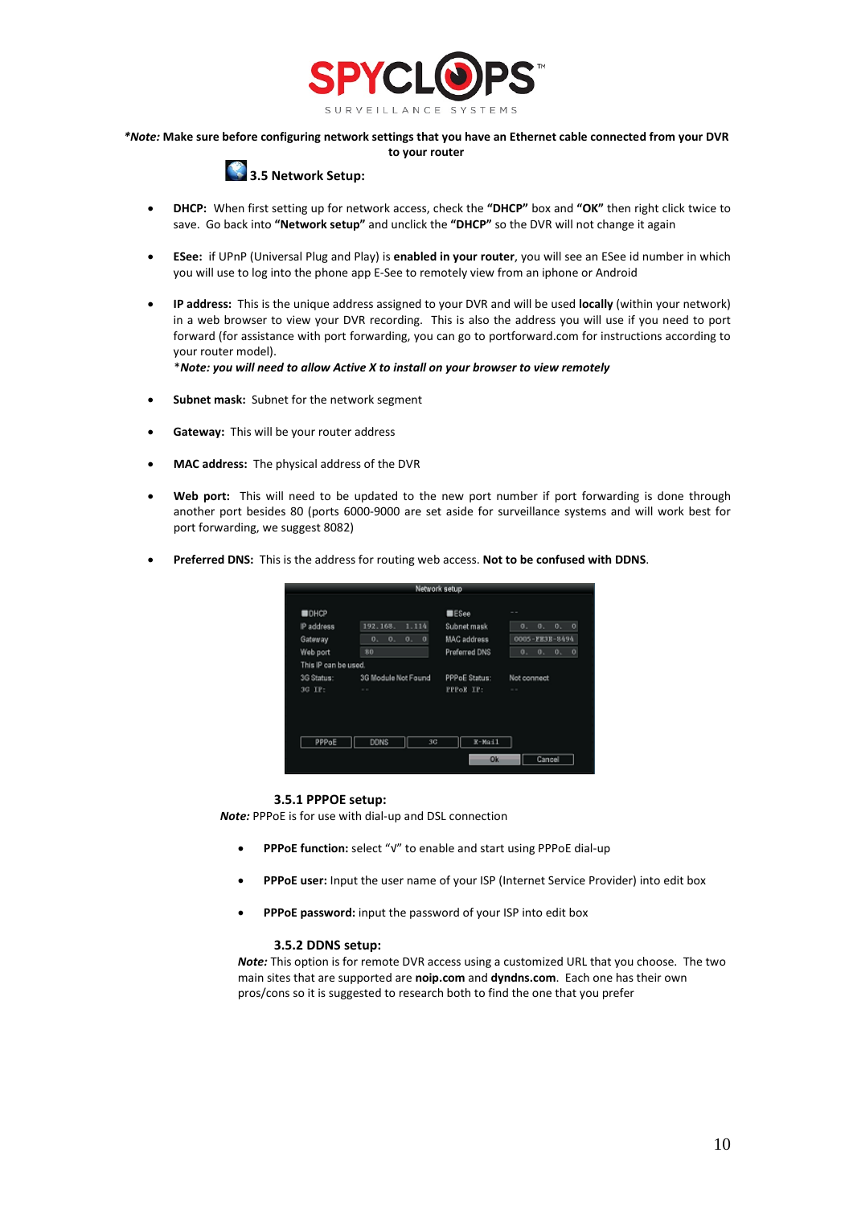***Note:** Make sure before configuring network settings that you have an Ethernet cable connected from your DVR to your router

## 3.5 Network Setup:

- **DHCP:** When first setting up for network access, check the **"DHCP"** box and **"OK"** then right click twice to save. Go back into **"Network setup"** and unclick the **"DHCP"** so the DVR will not change it again
- **ESee:** if UPnP (Universal Plug and Play) is **enabled in your router**, you will see an ESee id number in which you will use to log into the phone app E-See to remotely view from an iphone or Android
- **IP address:** This is the unique address assigned to your DVR and will be used **locally** (within your network) in a web browser to view your DVR recording. This is also the address you will use if you need to port forward (for assistance with port forwarding, you can go to portforward.com for instructions according to your router model).
  **Note: you will need to allow Active X to install on your browser to view remotely*
- **Subnet mask:** Subnet for the network segment
- **Gateway:** This will be your router address
- **MAC address:** The physical address of the DVR
- **Web port:** This will need to be updated to the new port number if port forwarding is done through another port besides 80 (ports 6000-9000 are set aside for surveillance systems and will work best for port forwarding, we suggest 8082)
- **Preferred DNS:** This is the address for routing web access. **Not to be confused with DDNS**.

### 3.5.1 PPPOE setup:

***Note:*** PPPoE is for use with dial-up and DSL connection

- **PPPoE function:** select "√" to enable and start using PPPoE dial-up
- **PPPoE user:** Input the user name of your ISP (Internet Service Provider) into edit box
- **PPPoE password:** input the password of your ISP into edit box

### 3.5.2 DDNS setup:

***Note:*** This option is for remote DVR access using a customized URL that you choose. The two main sites that are supported are **noip.com** and **dyndns.com**. Each one has their own pros/cons so it is suggested to research both to find the one that you prefer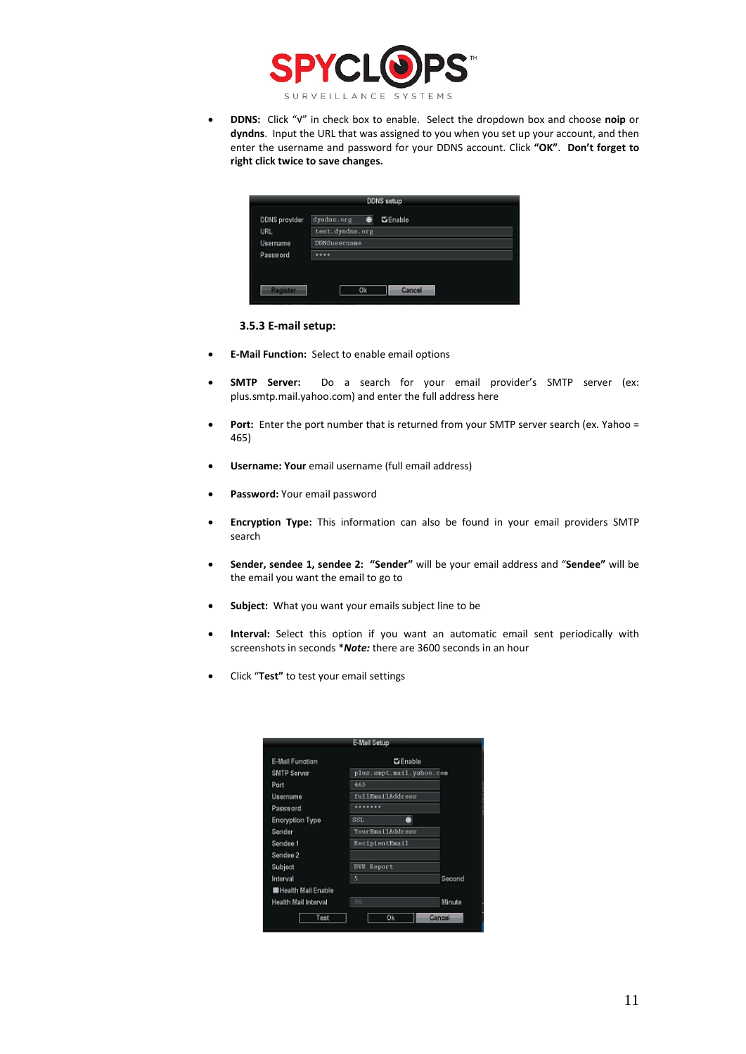- **DDNS:** Click "√" in check box to enable. Select the dropdown box and choose **noip** or **dyndns**. Input the URL that was assigned to you when you set up your account, and then enter the username and password for your DDNS account. Click **"OK"**. **Don't forget to right click twice to save changes.**

### 3.5.3 E-mail setup:

- **E-Mail Function:** Select to enable email options
- **SMTP Server:** Do a search for your email provider's SMTP server (ex: plus.smtp.mail.yahoo.com) and enter the full address here
- **Port:** Enter the port number that is returned from your SMTP server search (ex. Yahoo = 465)
- **Username: Your** email username (full email address)
- **Password:** Your email password
- **Encryption Type:** This information can also be found in your email providers SMTP search
- **Sender, sendee 1, sendee 2: "Sender"** will be your email address and "**Sendee"** will be the email you want the email to go to
- **Subject:** What you want your emails subject line to be
- **Interval:** Select this option if you want an automatic email sent periodically with screenshots in seconds ****Note:*** there are 3600 seconds in an hour
- Click "**Test"** to test your email settings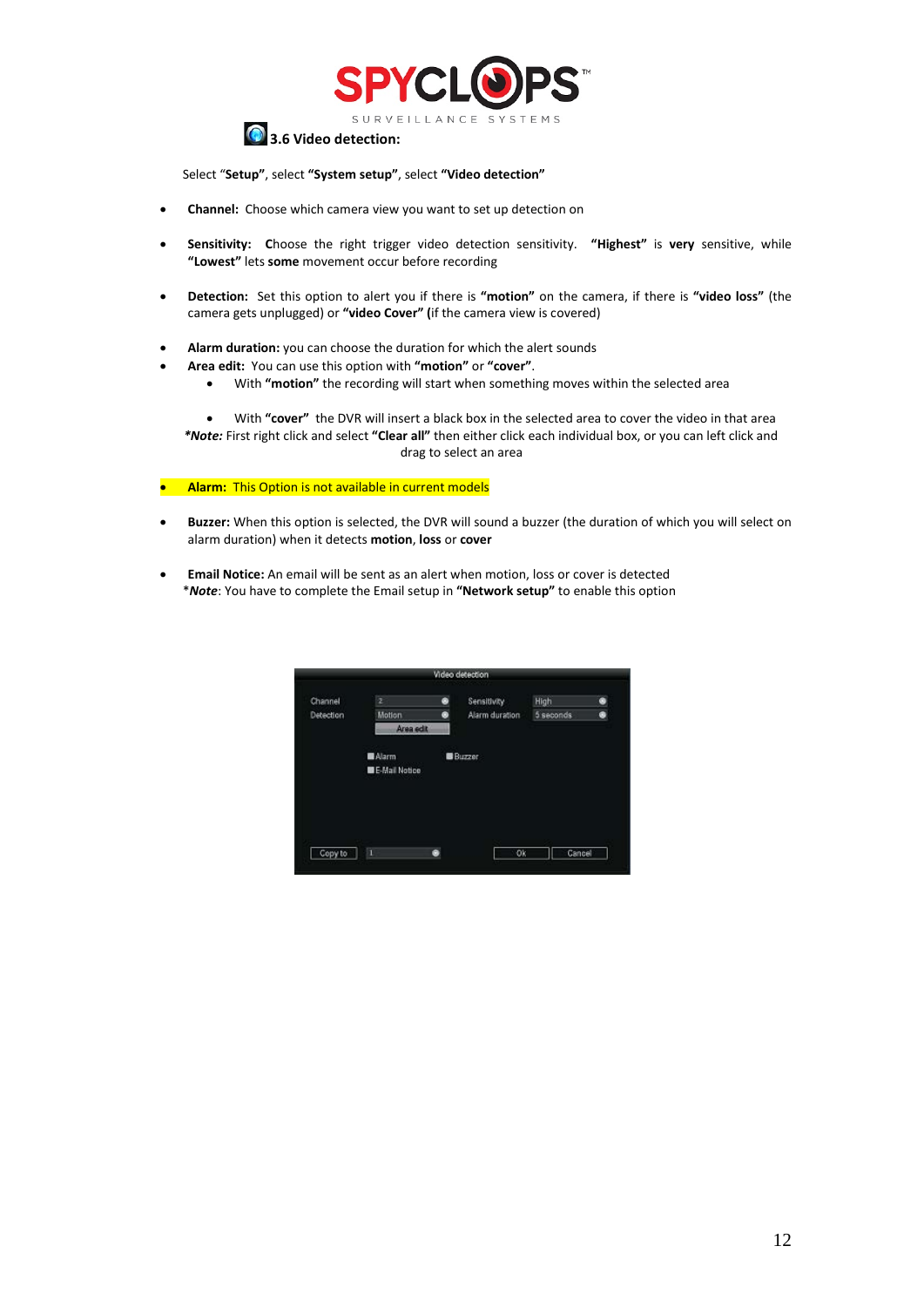### 3.6 Video detection:

Select "**Setup**", select **"System setup"**, select **"Video detection"**

- **Channel:** Choose which camera view you want to set up detection on
- **Sensitivity:** **C**hoose the right trigger video detection sensitivity. **"Highest"** is **very** sensitive, while **"Lowest"** lets **some** movement occur before recording
- **Detection:** Set this option to alert you if there is **"motion"** on the camera, if there is **"video loss"** (the camera gets unplugged) or **"video Cover" (**if the camera view is covered)
- **Alarm duration:** you can choose the duration for which the alert sounds
- **Area edit:** You can use this option with **"motion"** or **"cover"**.
  - With **"motion"** the recording will start when something moves within the selected area
  - With **"cover"** the DVR will insert a black box in the selected area to cover the video in that area

***Note:** First right click and select **"Clear all"** then either click each individual box, or you can left click and drag to select an area

- **Alarm:** This Option is not available in current models
- **Buzzer:** When this option is selected, the DVR will sound a buzzer (the duration of which you will select on alarm duration) when it detects **motion**, **loss** or **cover**
- **Email Notice:** An email will be sent as an alert when motion, loss or cover is detected

\****Note***: You have to complete the Email setup in **"Network setup"** to enable this option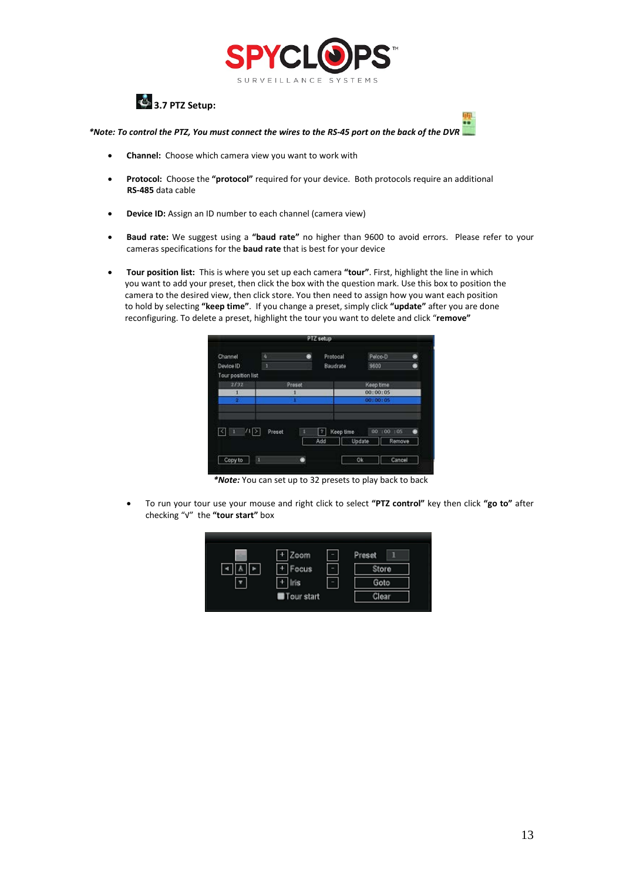### 3.7 PTZ Setup:

***Note: To control the PTZ, You must connect the wires to the RS-45 port on the back of the DVR***

- **Channel:** Choose which camera view you want to work with
- **Protocol:** Choose the **"protocol"** required for your device. Both protocols require an additional **RS-485** data cable
- **Device ID:** Assign an ID number to each channel (camera view)
- **Baud rate:** We suggest using a **"baud rate"** no higher than 9600 to avoid errors. Please refer to your cameras specifications for the **baud rate** that is best for your device
- **Tour position list:** This is where you set up each camera **"tour"**. First, highlight the line in which you want to add your preset, then click the box with the question mark. Use this box to position the camera to the desired view, then click store. You then need to assign how you want each position to hold by selecting **"keep time"**. If you change a preset, simply click **"update"** after you are done reconfiguring. To delete a preset, highlight the tour you want to delete and click "**remove"**

***Note:** You can set up to 32 presets to play back to back

- To run your tour use your mouse and right click to select **"PTZ control"** key then click **"go to"** after checking "√" the **"tour start"** box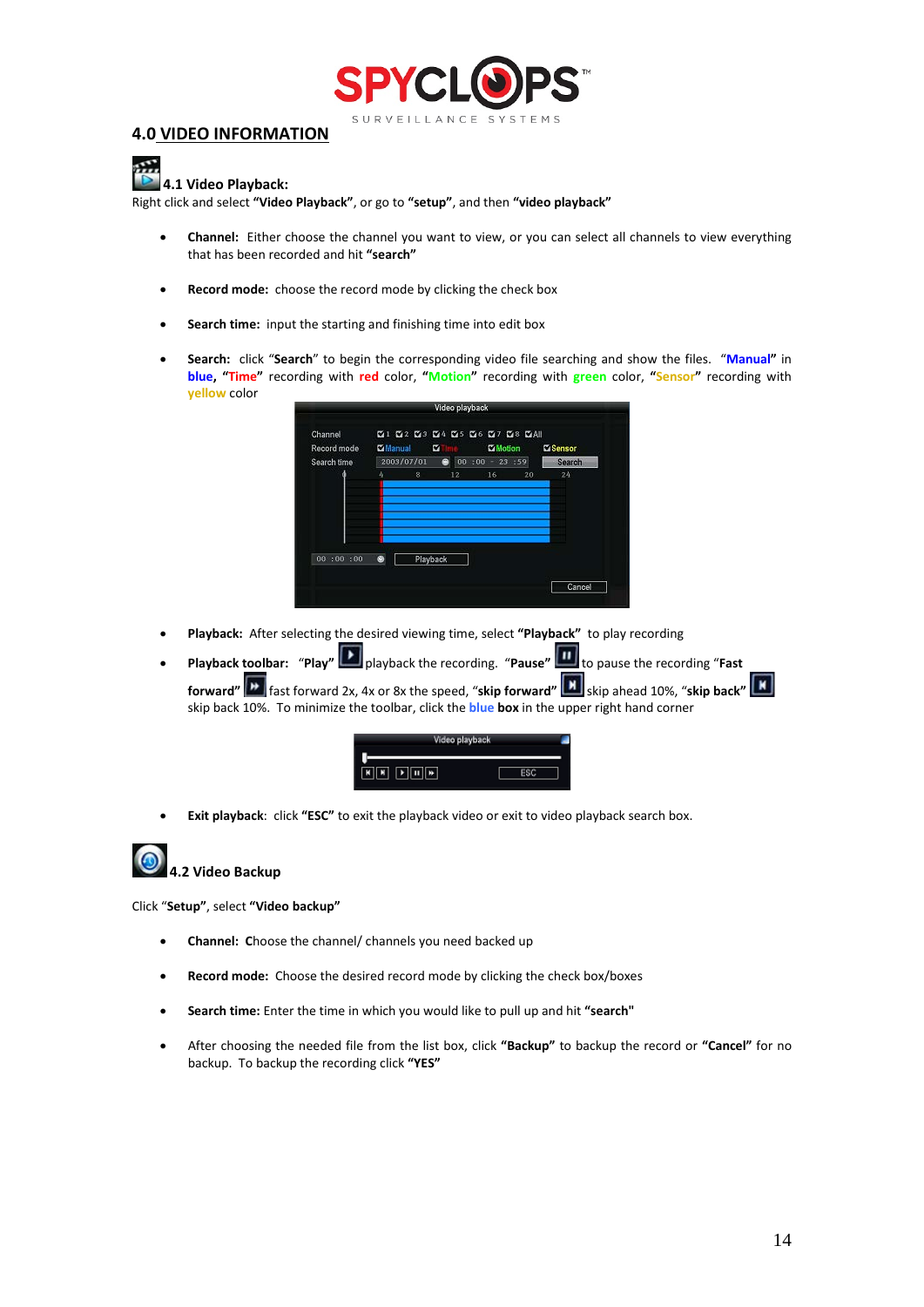## 4.0 VIDEO INFORMATION

### 4.1 Video Playback:

Right click and select **"Video Playback"**, or go to **"setup"**, and then **"video playback"**

- **Channel:** Either choose the channel you want to view, or you can select all channels to view everything that has been recorded and hit **"search"**
- **Record mode:** choose the record mode by clicking the check box
- **Search time:** input the starting and finishing time into edit box
- **Search:** click "**Search**" to begin the corresponding video file searching and show the files. "**Manual**" in **blue**, "**Time**" recording with **red** color, "**Motion**" recording with **green** color, "**Sensor**" recording with **yellow** color
- **Playback:** After selecting the desired viewing time, select **"Playback"** to play recording
- **Playback toolbar:** "**Play**" playback the recording. "**Pause**" to pause the recording "**Fast forward**" fast forward 2x, 4x or 8x the speed, "**skip forward**" skip ahead 10%, "**skip back**" skip back 10%. To minimize the toolbar, click the **blue box** in the upper right hand corner
- **Exit playback**: click **"ESC"** to exit the playback video or exit to video playback search box.

### 4.2 Video Backup

Click "**Setup**", select **"Video backup"**

- **Channel: C**hoose the channel/ channels you need backed up
- **Record mode:** Choose the desired record mode by clicking the check box/boxes
- **Search time:** Enter the time in which you would like to pull up and hit **"search"**
- After choosing the needed file from the list box, click **"Backup"** to backup the record or **"Cancel"** for no backup. To backup the recording click **"YES"**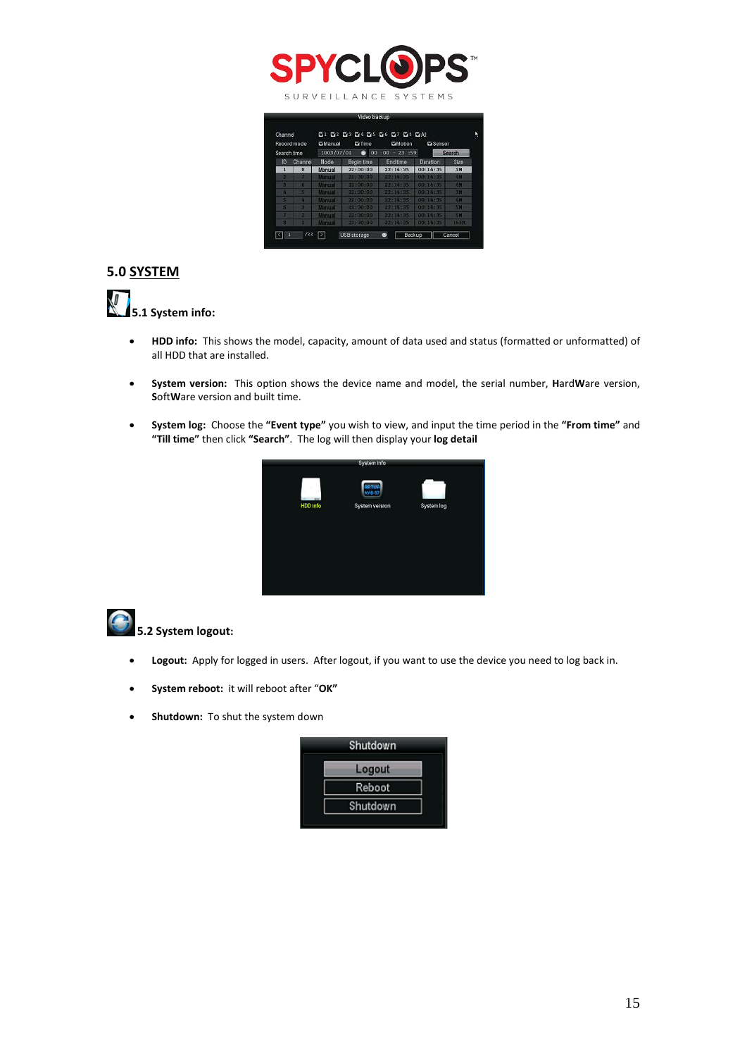## 5.0 SYSTEM

### 5.1 System info:

- **HDD info:** This shows the model, capacity, amount of data used and status (formatted or unformatted) of all HDD that are installed.
- **System version:** This option shows the device name and model, the serial number, **H**ard**W**are version, **S**oft**W**are version and built time.
- **System log:** Choose the **"Event type"** you wish to view, and input the time period in the **"From time"** and **"Till time"** then click **"Search"**. The log will then display your **log detail**

### 5.2 System logout:

- **Logout:** Apply for logged in users. After logout, if you want to use the device you need to log back in.
- **System reboot:** it will reboot after "**OK"**
- **Shutdown:** To shut the system down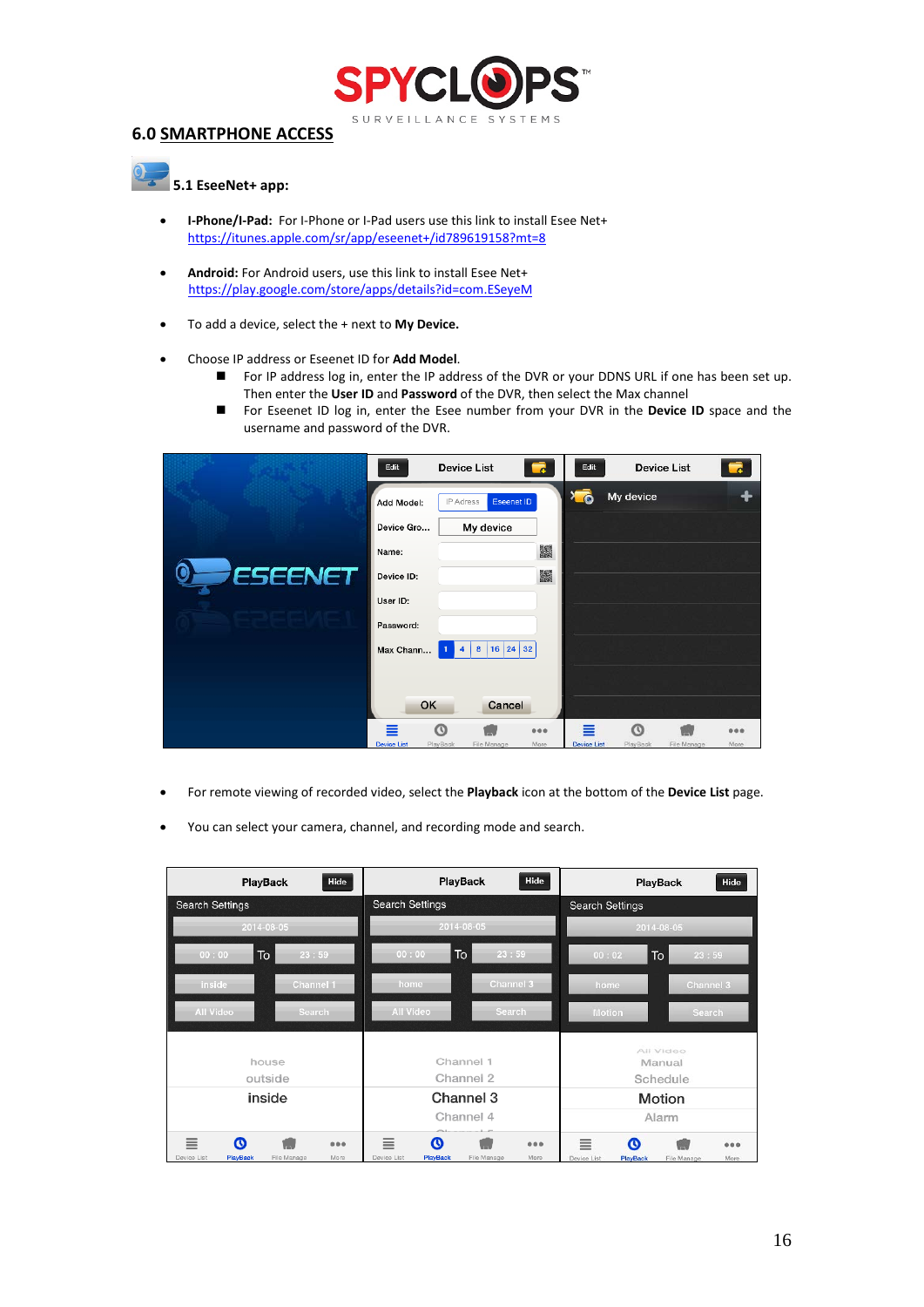## 6.0 SMARTPHONE ACCESS

### 5.1 EseeNet+ app:

- **I-Phone/I-Pad:** For I-Phone or I-Pad users use this link to install Esee Net+ https://itunes.apple.com/sr/app/eseenet+/id789619158?mt=8

- **Android:** For Android users, use this link to install Esee Net+ https://play.google.com/store/apps/details?id=com.ESeyeM

- To add a device, select the + next to **My Device.**

- Choose IP address or Eseenet ID for **Add Model**.
  - For IP address log in, enter the IP address of the DVR or your DDNS URL if one has been set up. Then enter the **User ID** and **Password** of the DVR, then select the Max channel
  - For Eseenet ID log in, enter the Esee number from your DVR in the **Device ID** space and the username and password of the DVR.

- For remote viewing of recorded video, select the **Playback** icon at the bottom of the **Device List** page.

- You can select your camera, channel, and recording mode and search.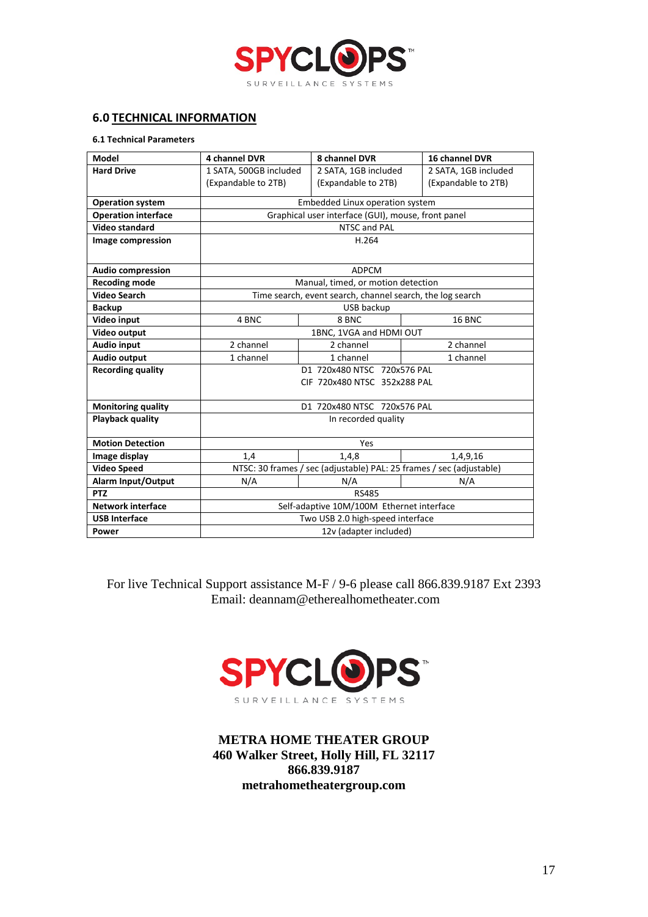SPYCLOPS™

SURVEILLANCE SYSTEMS

## 6.0 TECHNICAL INFORMATION

### 6.1 Technical Parameters

| Model | 4 channel DVR | 8 channel DVR | 16 channel DVR |
|---|---|---|---|
| **Hard Drive** | 1 SATA, 500GB included (Expandable to 2TB) | 2 SATA, 1GB included (Expandable to 2TB) | 2 SATA, 1GB included (Expandable to 2TB) |
| **Operation system** | Embedded Linux operation system | | |
| **Operation interface** | Graphical user interface (GUI), mouse, front panel | | |
| **Video standard** | NTSC and PAL | | |
| **Image compression** | H.264 | | |
| **Audio compression** | ADPCM | | |
| **Recoding mode** | Manual, timed, or motion detection | | |
| **Video Search** | Time search, event search, channel search, the log search | | |
| **Backup** | USB backup | | |
| **Video input** | 4 BNC | 8 BNC | 16 BNC |
| **Video output** | 1BNC, 1VGA and HDMI OUT | | |
| **Audio input** | 2 channel | 2 channel | 2 channel |
| **Audio output** | 1 channel | 1 channel | 1 channel |
| **Recording quality** | D1 720x480 NTSC 720x576 PAL<br>CIF 720x480 NTSC 352x288 PAL | | |
| **Monitoring quality** | D1 720x480 NTSC 720x576 PAL | | |
| **Playback quality** | In recorded quality | | |
| **Motion Detection** | Yes | | |
| **Image display** | 1,4 | 1,4,8 | 1,4,9,16 |
| **Video Speed** | NTSC: 30 frames / sec (adjustable) PAL: 25 frames / sec (adjustable) | | |
| **Alarm Input/Output** | N/A | N/A | N/A |
| **PTZ** | RS485 | | |
| **Network interface** | Self-adaptive 10M/100M Ethernet interface | | |
| **USB Interface** | Two USB 2.0 high-speed interface | | |
| **Power** | 12v (adapter included) | | |

For live Technical Support assistance M-F / 9-6 please call 866.839.9187 Ext 2393
Email: deannam@etherealhometheater.com

SPYCLOPS™

SURVEILLANCE SYSTEMS

**METRA HOME THEATER GROUP**
**460 Walker Street, Holly Hill, FL 32117**
**866.839.9187**
**metrahometheatergroup.com**